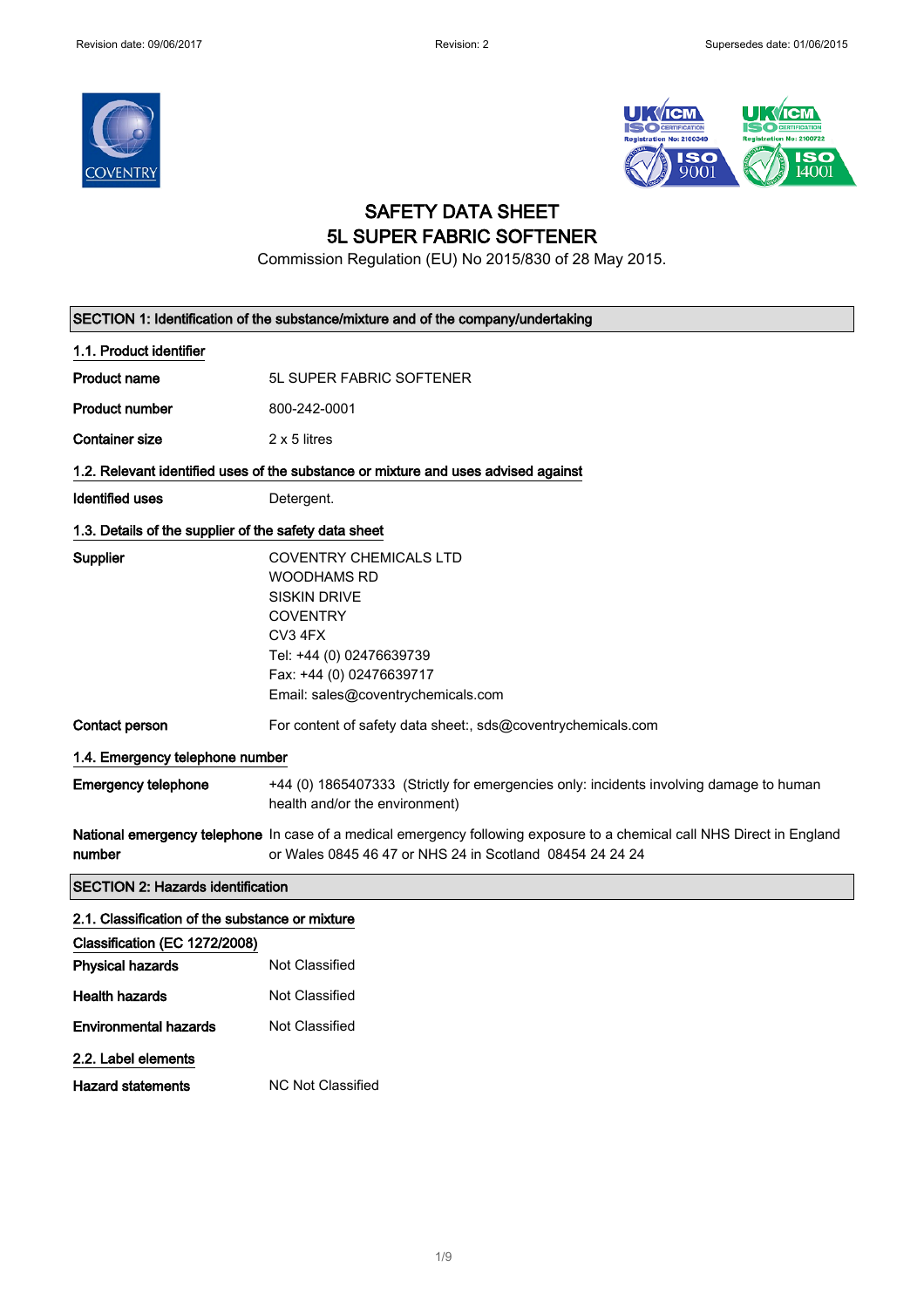Revision date: 09/06/2017 | Revision: 2 | Supersedes date: 01/06/2015

# SAFETY DATA SHEET
# 5L SUPER FABRIC SOFTENER

Commission Regulation (EU) No 2015/830 of 28 May 2015.

## SECTION 1: Identification of the substance/mixture and of the company/undertaking

### 1.1. Product identifier

**Product name** 5L SUPER FABRIC SOFTENER

**Product number** 800-242-0001

**Container size** 2 x 5 litres

### 1.2. Relevant identified uses of the substance or mixture and uses advised against

**Identified uses** Detergent.

### 1.3. Details of the supplier of the safety data sheet

**Supplier**
COVENTRY CHEMICALS LTD
WOODHAMS RD
SISKIN DRIVE
COVENTRY
CV3 4FX
Tel: +44 (0) 02476639739
Fax: +44 (0) 02476639717
Email: sales@coventrychemicals.com

**Contact person** For content of safety data sheet:, sds@coventrychemicals.com

### 1.4. Emergency telephone number

**Emergency telephone** +44 (0) 1865407333 (Strictly for emergencies only: incidents involving damage to human health and/or the environment)

**National emergency telephone number** In case of a medical emergency following exposure to a chemical call NHS Direct in England or Wales 0845 46 47 or NHS 24 in Scotland 08454 24 24 24

## SECTION 2: Hazards identification

### 2.1. Classification of the substance or mixture

**Classification (EC 1272/2008)**

**Physical hazards** Not Classified

**Health hazards** Not Classified

**Environmental hazards** Not Classified

### 2.2. Label elements

**Hazard statements** NC Not Classified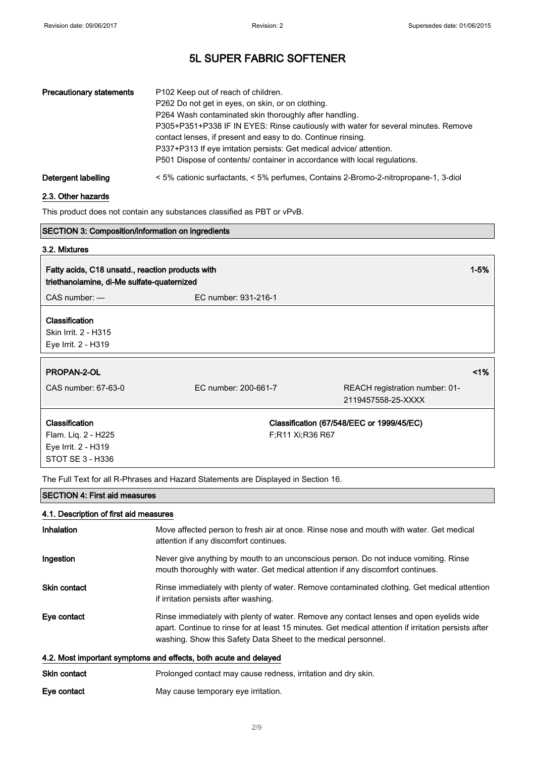| | |
|---|---|
| **Precautionary statements** | P102 Keep out of reach of children.<br>P262 Do not get in eyes, on skin, or on clothing.<br>P264 Wash contaminated skin thoroughly after handling.<br>P305+P351+P338 IF IN EYES: Rinse cautiously with water for several minutes. Remove contact lenses, if present and easy to do. Continue rinsing.<br>P337+P313 If eye irritation persists: Get medical advice/ attention.<br>P501 Dispose of contents/ container in accordance with local regulations. |
| **Detergent labelling** | < 5% cationic surfactants, < 5% perfumes, Contains 2-Bromo-2-nitropropane-1, 3-diol |

### 2.3. Other hazards

This product does not contain any substances classified as PBT or vPvB.

## SECTION 3: Composition/information on ingredients

### 3.2. Mixtures

| **Fatty acids, C18 unsatd., reaction products with triethanolamine, di-Me sulfate-quaternized** | | **1-5%** |
|---|---|---|
| CAS number: — | EC number: 931-216-1 | |

**Classification**
Skin Irrit. 2 - H315
Eye Irrit. 2 - H319

| **PROPAN-2-OL** | | **<1%** |
|---|---|---|
| CAS number: 67-63-0 | EC number: 200-661-7 | REACH registration number: 01-2119457558-25-XXXX |

| **Classification** | **Classification (67/548/EEC or 1999/45/EC)** |
|---|---|
| Flam. Liq. 2 - H225<br>Eye Irrit. 2 - H319<br>STOT SE 3 - H336 | F;R11 Xi;R36 R67 |

The Full Text for all R-Phrases and Hazard Statements are Displayed in Section 16.

## SECTION 4: First aid measures

### 4.1. Description of first aid measures

| | |
|---|---|
| **Inhalation** | Move affected person to fresh air at once. Rinse nose and mouth with water. Get medical attention if any discomfort continues. |
| **Ingestion** | Never give anything by mouth to an unconscious person. Do not induce vomiting. Rinse mouth thoroughly with water. Get medical attention if any discomfort continues. |
| **Skin contact** | Rinse immediately with plenty of water. Remove contaminated clothing. Get medical attention if irritation persists after washing. |
| **Eye contact** | Rinse immediately with plenty of water. Remove any contact lenses and open eyelids wide apart. Continue to rinse for at least 15 minutes. Get medical attention if irritation persists after washing. Show this Safety Data Sheet to the medical personnel. |

### 4.2. Most important symptoms and effects, both acute and delayed

| | |
|---|---|
| **Skin contact** | Prolonged contact may cause redness, irritation and dry skin. |
| **Eye contact** | May cause temporary eye irritation. |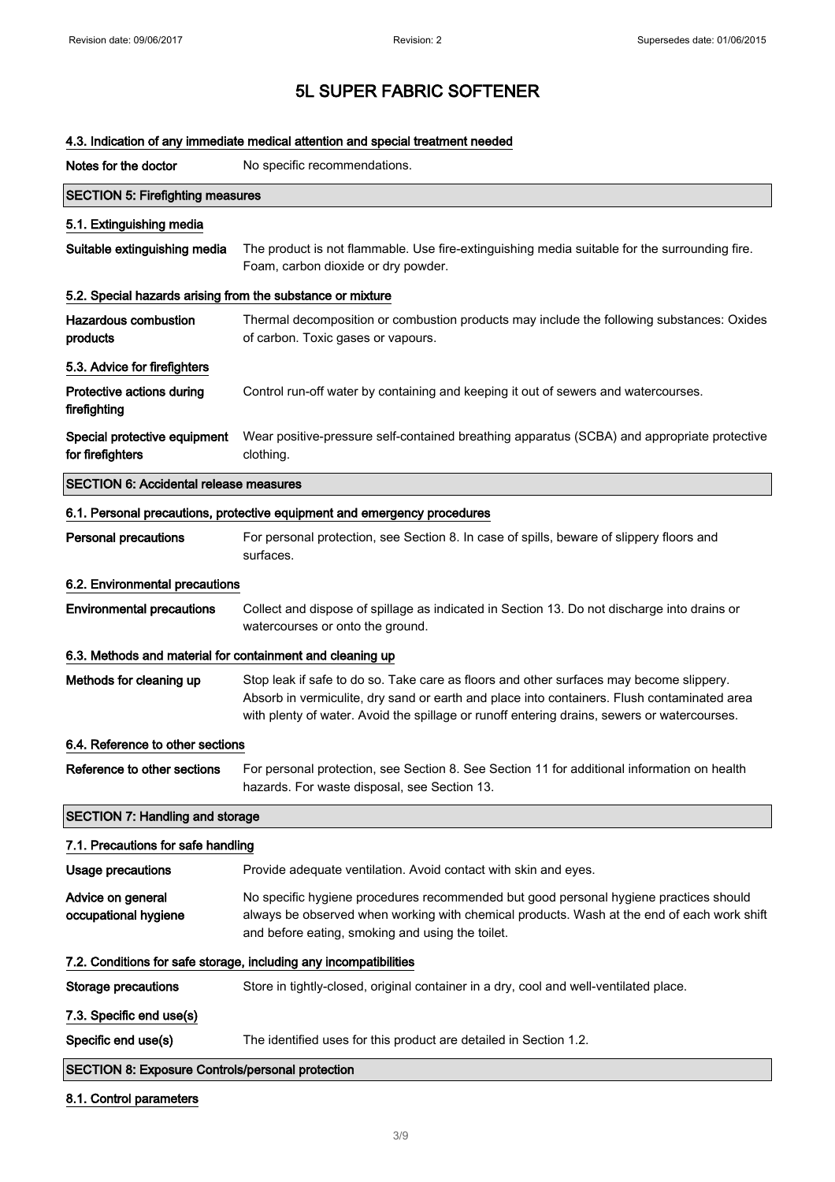# 5L SUPER FABRIC SOFTENER

### 4.3. Indication of any immediate medical attention and special treatment needed

**Notes for the doctor** No specific recommendations.

## SECTION 5: Firefighting measures

### 5.1. Extinguishing media

**Suitable extinguishing media** The product is not flammable. Use fire-extinguishing media suitable for the surrounding fire. Foam, carbon dioxide or dry powder.

### 5.2. Special hazards arising from the substance or mixture

**Hazardous combustion products** Thermal decomposition or combustion products may include the following substances: Oxides of carbon. Toxic gases or vapours.

### 5.3. Advice for firefighters

**Protective actions during firefighting** Control run-off water by containing and keeping it out of sewers and watercourses.

**Special protective equipment for firefighters** Wear positive-pressure self-contained breathing apparatus (SCBA) and appropriate protective clothing.

## SECTION 6: Accidental release measures

### 6.1. Personal precautions, protective equipment and emergency procedures

**Personal precautions** For personal protection, see Section 8. In case of spills, beware of slippery floors and surfaces.

### 6.2. Environmental precautions

**Environmental precautions** Collect and dispose of spillage as indicated in Section 13. Do not discharge into drains or watercourses or onto the ground.

### 6.3. Methods and material for containment and cleaning up

**Methods for cleaning up** Stop leak if safe to do so. Take care as floors and other surfaces may become slippery. Absorb in vermiculite, dry sand or earth and place into containers. Flush contaminated area with plenty of water. Avoid the spillage or runoff entering drains, sewers or watercourses.

### 6.4. Reference to other sections

**Reference to other sections** For personal protection, see Section 8. See Section 11 for additional information on health hazards. For waste disposal, see Section 13.

## SECTION 7: Handling and storage

### 7.1. Precautions for safe handling

**Usage precautions** Provide adequate ventilation. Avoid contact with skin and eyes.

**Advice on general occupational hygiene** No specific hygiene procedures recommended but good personal hygiene practices should always be observed when working with chemical products. Wash at the end of each work shift and before eating, smoking and using the toilet.

### 7.2. Conditions for safe storage, including any incompatibilities

**Storage precautions** Store in tightly-closed, original container in a dry, cool and well-ventilated place.

### 7.3. Specific end use(s)

**Specific end use(s)** The identified uses for this product are detailed in Section 1.2.

## SECTION 8: Exposure Controls/personal protection

### 8.1. Control parameters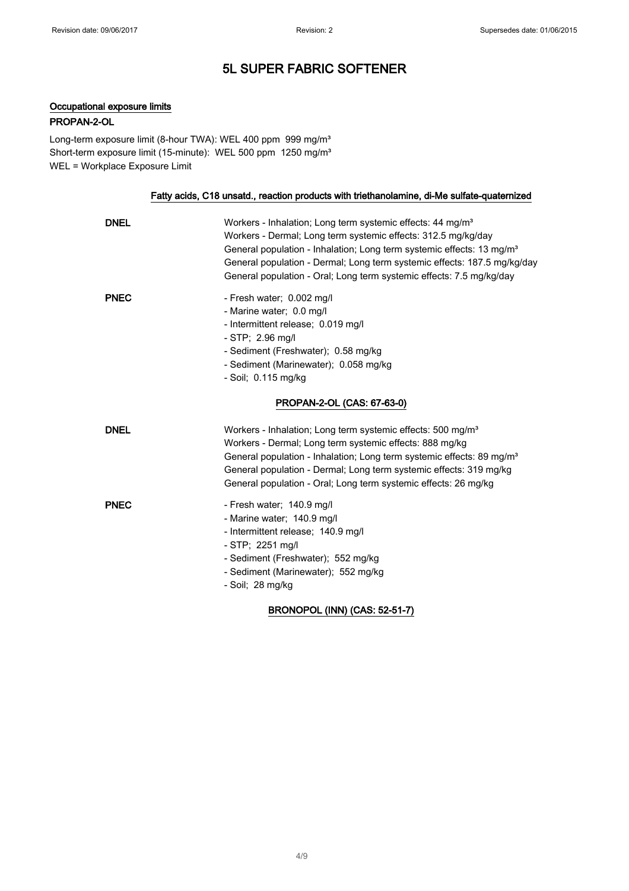# 5L SUPER FABRIC SOFTENER

**Occupational exposure limits**

**PROPAN-2-OL**

Long-term exposure limit (8-hour TWA): WEL 400 ppm 999 mg/m³
Short-term exposure limit (15-minute): WEL 500 ppm 1250 mg/m³
WEL = Workplace Exposure Limit

**Fatty acids, C18 unsatd., reaction products with triethanolamine, di-Me sulfate-quaternized**

**DNEL**

Workers - Inhalation; Long term systemic effects: 44 mg/m³
Workers - Dermal; Long term systemic effects: 312.5 mg/kg/day
General population - Inhalation; Long term systemic effects: 13 mg/m³
General population - Dermal; Long term systemic effects: 187.5 mg/kg/day
General population - Oral; Long term systemic effects: 7.5 mg/kg/day

**PNEC**

- Fresh water; 0.002 mg/l
- Marine water; 0.0 mg/l
- Intermittent release; 0.019 mg/l
- STP; 2.96 mg/l
- Sediment (Freshwater); 0.58 mg/kg
- Sediment (Marinewater); 0.058 mg/kg
- Soil; 0.115 mg/kg

**PROPAN-2-OL (CAS: 67-63-0)**

**DNEL**

Workers - Inhalation; Long term systemic effects: 500 mg/m³
Workers - Dermal; Long term systemic effects: 888 mg/kg
General population - Inhalation; Long term systemic effects: 89 mg/m³
General population - Dermal; Long term systemic effects: 319 mg/kg
General population - Oral; Long term systemic effects: 26 mg/kg

**PNEC**

- Fresh water; 140.9 mg/l
- Marine water; 140.9 mg/l
- Intermittent release; 140.9 mg/l
- STP; 2251 mg/l
- Sediment (Freshwater); 552 mg/kg
- Sediment (Marinewater); 552 mg/kg
- Soil; 28 mg/kg

**BRONOPOL (INN) (CAS: 52-51-7)**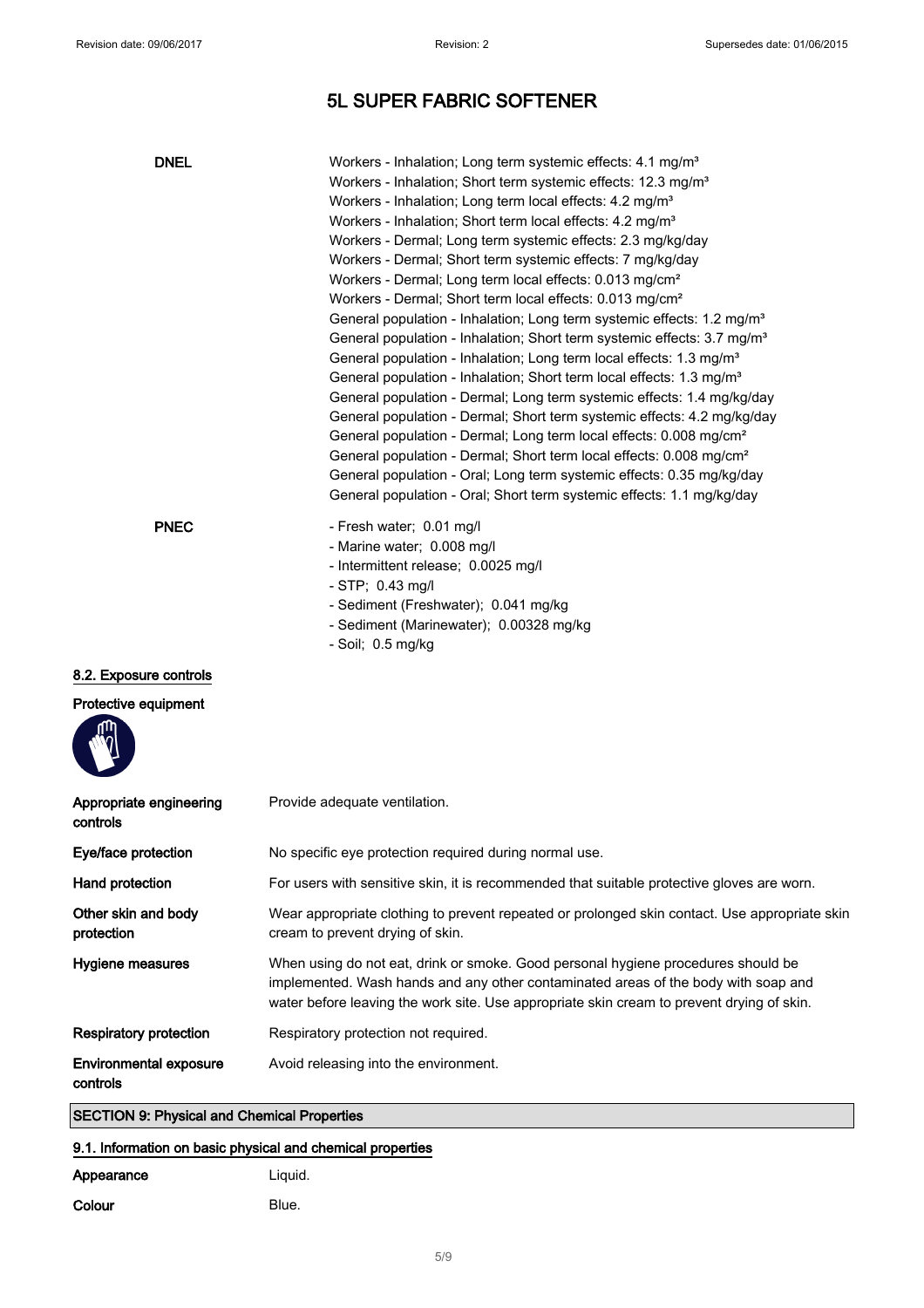# 5L SUPER FABRIC SOFTENER

| | |
|---|---|
| **DNEL** | Workers - Inhalation; Long term systemic effects: 4.1 mg/m³<br>Workers - Inhalation; Short term systemic effects: 12.3 mg/m³<br>Workers - Inhalation; Long term local effects: 4.2 mg/m³<br>Workers - Inhalation; Short term local effects: 4.2 mg/m³<br>Workers - Dermal; Long term systemic effects: 2.3 mg/kg/day<br>Workers - Dermal; Short term systemic effects: 7 mg/kg/day<br>Workers - Dermal; Long term local effects: 0.013 mg/cm²<br>Workers - Dermal; Short term local effects: 0.013 mg/cm²<br>General population - Inhalation; Long term systemic effects: 1.2 mg/m³<br>General population - Inhalation; Short term systemic effects: 3.7 mg/m³<br>General population - Inhalation; Long term local effects: 1.3 mg/m³<br>General population - Inhalation; Short term local effects: 1.3 mg/m³<br>General population - Dermal; Long term systemic effects: 1.4 mg/kg/day<br>General population - Dermal; Short term systemic effects: 4.2 mg/kg/day<br>General population - Dermal; Long term local effects: 0.008 mg/cm²<br>General population - Dermal; Short term local effects: 0.008 mg/cm²<br>General population - Oral; Long term systemic effects: 0.35 mg/kg/day<br>General population - Oral; Short term systemic effects: 1.1 mg/kg/day |
| **PNEC** | - Fresh water; 0.01 mg/l<br>- Marine water; 0.008 mg/l<br>- Intermittent release; 0.0025 mg/l<br>- STP; 0.43 mg/l<br>- Sediment (Freshwater); 0.041 mg/kg<br>- Sediment (Marinewater); 0.00328 mg/kg<br>- Soil; 0.5 mg/kg |

## 8.2. Exposure controls

**Protective equipment**

| | |
|---|---|
| **Appropriate engineering controls** | Provide adequate ventilation. |
| **Eye/face protection** | No specific eye protection required during normal use. |
| **Hand protection** | For users with sensitive skin, it is recommended that suitable protective gloves are worn. |
| **Other skin and body protection** | Wear appropriate clothing to prevent repeated or prolonged skin contact. Use appropriate skin cream to prevent drying of skin. |
| **Hygiene measures** | When using do not eat, drink or smoke. Good personal hygiene procedures should be implemented. Wash hands and any other contaminated areas of the body with soap and water before leaving the work site. Use appropriate skin cream to prevent drying of skin. |
| **Respiratory protection** | Respiratory protection not required. |
| **Environmental exposure controls** | Avoid releasing into the environment. |

## SECTION 9: Physical and Chemical Properties

### 9.1. Information on basic physical and chemical properties

| | |
|---|---|
| **Appearance** | Liquid. |
| **Colour** | Blue. |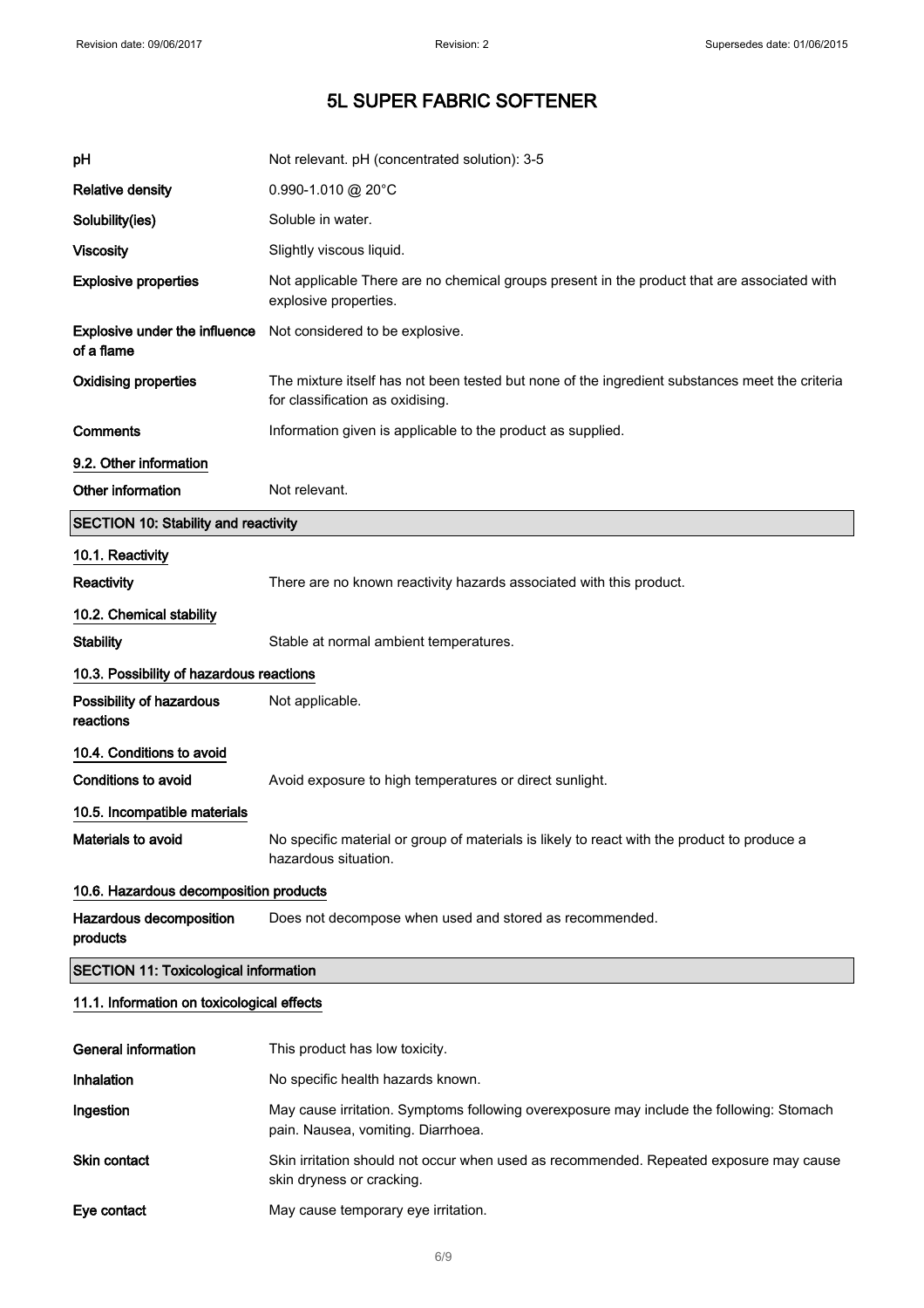| | |
|---|---|
| **pH** | Not relevant. pH (concentrated solution): 3-5 |
| **Relative density** | 0.990-1.010 @ 20°C |
| **Solubility(ies)** | Soluble in water. |
| **Viscosity** | Slightly viscous liquid. |
| **Explosive properties** | Not applicable There are no chemical groups present in the product that are associated with explosive properties. |
| **Explosive under the influence of a flame** | Not considered to be explosive. |
| **Oxidising properties** | The mixture itself has not been tested but none of the ingredient substances meet the criteria for classification as oxidising. |
| **Comments** | Information given is applicable to the product as supplied. |

**9.2. Other information**

| | |
|---|---|
| **Other information** | Not relevant. |

## SECTION 10: Stability and reactivity

**10.1. Reactivity**

| | |
|---|---|
| **Reactivity** | There are no known reactivity hazards associated with this product. |

**10.2. Chemical stability**

| | |
|---|---|
| **Stability** | Stable at normal ambient temperatures. |

**10.3. Possibility of hazardous reactions**

| | |
|---|---|
| **Possibility of hazardous reactions** | Not applicable. |

**10.4. Conditions to avoid**

| | |
|---|---|
| **Conditions to avoid** | Avoid exposure to high temperatures or direct sunlight. |

**10.5. Incompatible materials**

| | |
|---|---|
| **Materials to avoid** | No specific material or group of materials is likely to react with the product to produce a hazardous situation. |

**10.6. Hazardous decomposition products**

| | |
|---|---|
| **Hazardous decomposition products** | Does not decompose when used and stored as recommended. |

## SECTION 11: Toxicological information

**11.1. Information on toxicological effects**

| | |
|---|---|
| **General information** | This product has low toxicity. |
| **Inhalation** | No specific health hazards known. |
| **Ingestion** | May cause irritation. Symptoms following overexposure may include the following: Stomach pain. Nausea, vomiting. Diarrhoea. |
| **Skin contact** | Skin irritation should not occur when used as recommended. Repeated exposure may cause skin dryness or cracking. |
| **Eye contact** | May cause temporary eye irritation. |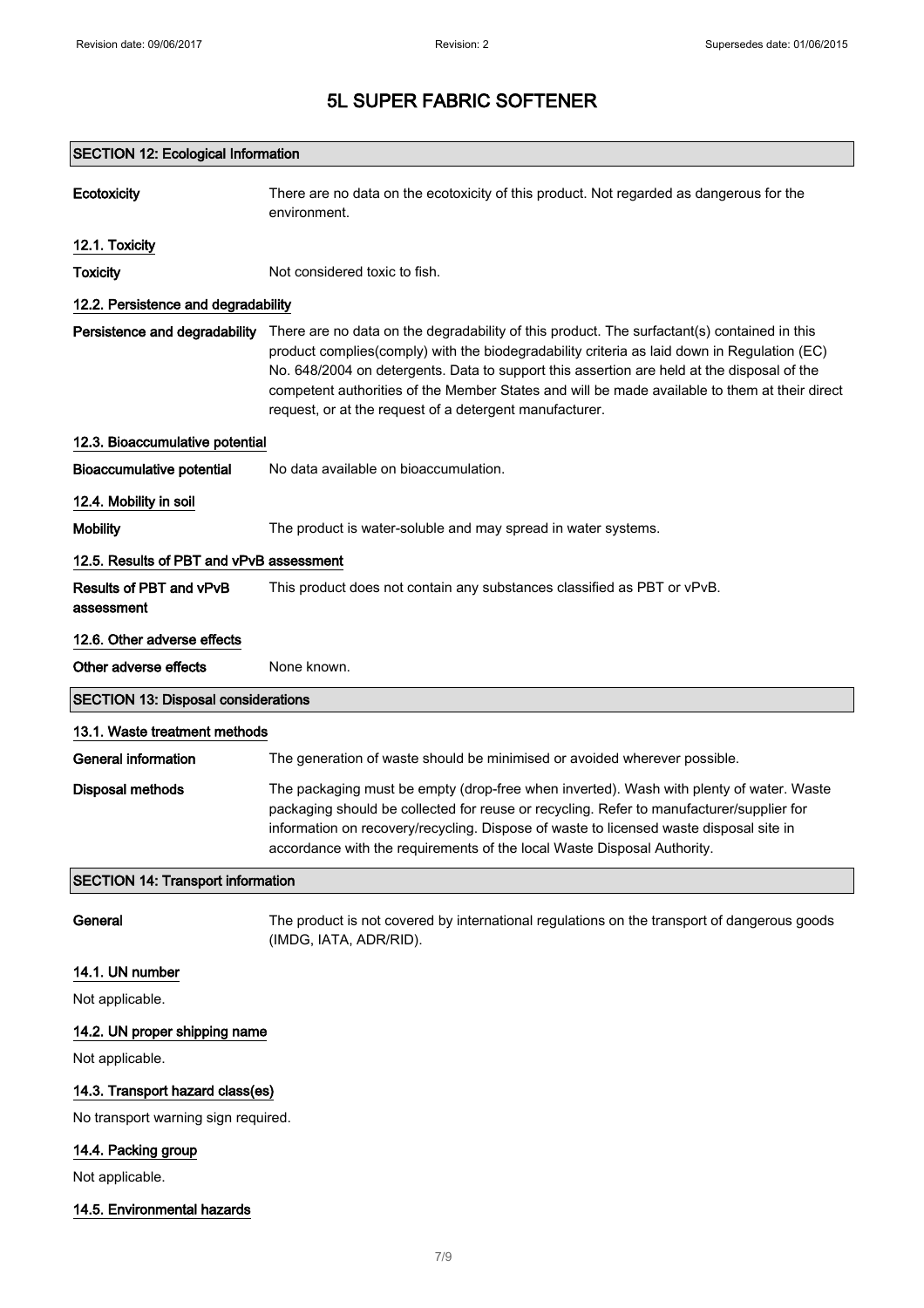# 5L SUPER FABRIC SOFTENER

## SECTION 12: Ecological Information

**Ecotoxicity** There are no data on the ecotoxicity of this product. Not regarded as dangerous for the environment.

### 12.1. Toxicity

**Toxicity** Not considered toxic to fish.

### 12.2. Persistence and degradability

**Persistence and degradability** There are no data on the degradability of this product. The surfactant(s) contained in this product complies(comply) with the biodegradability criteria as laid down in Regulation (EC) No. 648/2004 on detergents. Data to support this assertion are held at the disposal of the competent authorities of the Member States and will be made available to them at their direct request, or at the request of a detergent manufacturer.

### 12.3. Bioaccumulative potential

**Bioaccumulative potential** No data available on bioaccumulation.

### 12.4. Mobility in soil

**Mobility** The product is water-soluble and may spread in water systems.

### 12.5. Results of PBT and vPvB assessment

**Results of PBT and vPvB assessment** This product does not contain any substances classified as PBT or vPvB.

### 12.6. Other adverse effects

**Other adverse effects** None known.

## SECTION 13: Disposal considerations

### 13.1. Waste treatment methods

**General information** The generation of waste should be minimised or avoided wherever possible.

**Disposal methods** The packaging must be empty (drop-free when inverted). Wash with plenty of water. Waste packaging should be collected for reuse or recycling. Refer to manufacturer/supplier for information on recovery/recycling. Dispose of waste to licensed waste disposal site in accordance with the requirements of the local Waste Disposal Authority.

## SECTION 14: Transport information

**General** The product is not covered by international regulations on the transport of dangerous goods (IMDG, IATA, ADR/RID).

### 14.1. UN number

Not applicable.

### 14.2. UN proper shipping name

Not applicable.

### 14.3. Transport hazard class(es)

No transport warning sign required.

### 14.4. Packing group

Not applicable.

### 14.5. Environmental hazards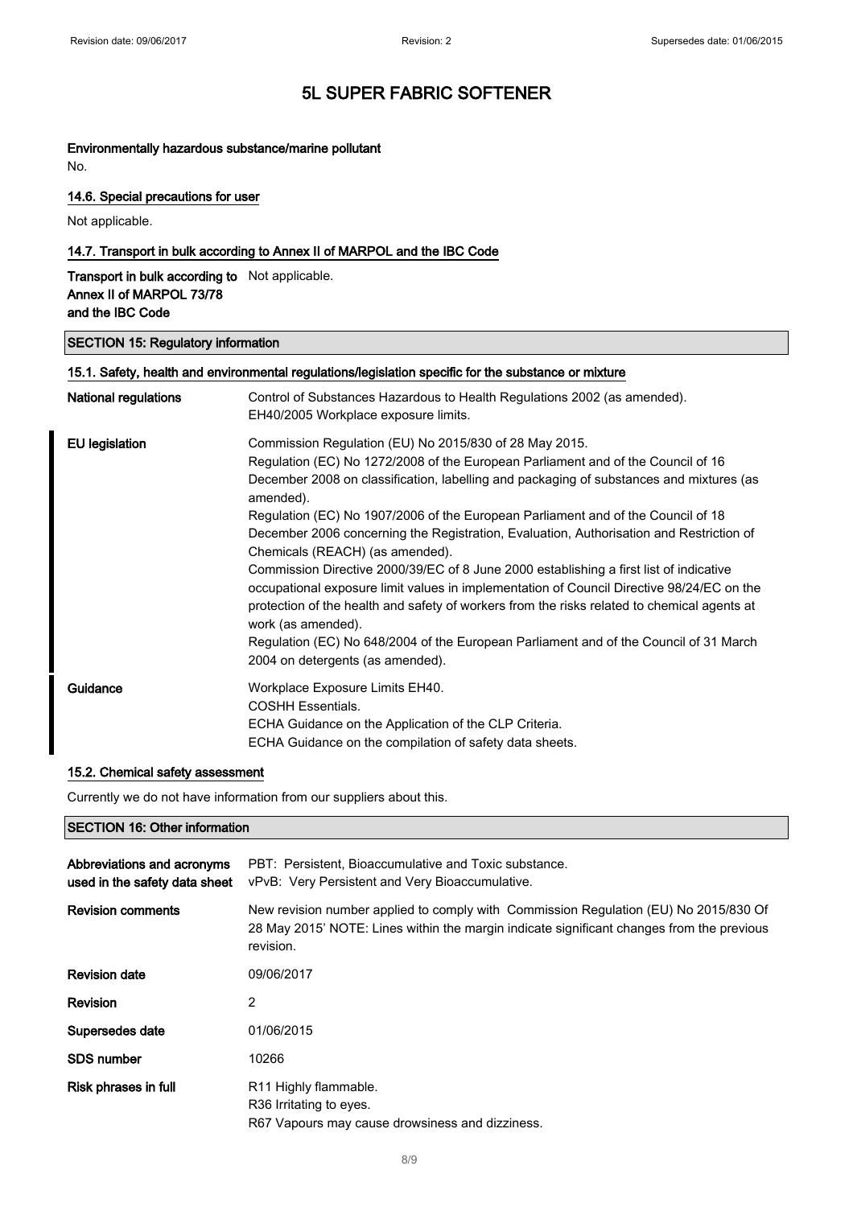**Environmentally hazardous substance/marine pollutant**

No.

### 14.6. Special precautions for user

Not applicable.

### 14.7. Transport in bulk according to Annex II of MARPOL and the IBC Code

**Transport in bulk according to Annex II of MARPOL 73/78 and the IBC Code** Not applicable.

## SECTION 15: Regulatory information

### 15.1. Safety, health and environmental regulations/legislation specific for the substance or mixture

**National regulations**

Control of Substances Hazardous to Health Regulations 2002 (as amended).
EH40/2005 Workplace exposure limits.

**EU legislation**

Commission Regulation (EU) No 2015/830 of 28 May 2015.
Regulation (EC) No 1272/2008 of the European Parliament and of the Council of 16 December 2008 on classification, labelling and packaging of substances and mixtures (as amended).
Regulation (EC) No 1907/2006 of the European Parliament and of the Council of 18 December 2006 concerning the Registration, Evaluation, Authorisation and Restriction of Chemicals (REACH) (as amended).
Commission Directive 2000/39/EC of 8 June 2000 establishing a first list of indicative occupational exposure limit values in implementation of Council Directive 98/24/EC on the protection of the health and safety of workers from the risks related to chemical agents at work (as amended).
Regulation (EC) No 648/2004 of the European Parliament and of the Council of 31 March 2004 on detergents (as amended).

**Guidance**

Workplace Exposure Limits EH40.
COSHH Essentials.
ECHA Guidance on the Application of the CLP Criteria.
ECHA Guidance on the compilation of safety data sheets.

### 15.2. Chemical safety assessment

Currently we do not have information from our suppliers about this.

## SECTION 16: Other information

**Abbreviations and acronyms used in the safety data sheet**

PBT: Persistent, Bioaccumulative and Toxic substance.
vPvB: Very Persistent and Very Bioaccumulative.

**Revision comments**

New revision number applied to comply with Commission Regulation (EU) No 2015/830 Of 28 May 2015' NOTE: Lines within the margin indicate significant changes from the previous revision.

**Revision date** 09/06/2017

**Revision** 2

**Supersedes date** 01/06/2015

**SDS number** 10266

**Risk phrases in full**

R11 Highly flammable.
R36 Irritating to eyes.
R67 Vapours may cause drowsiness and dizziness.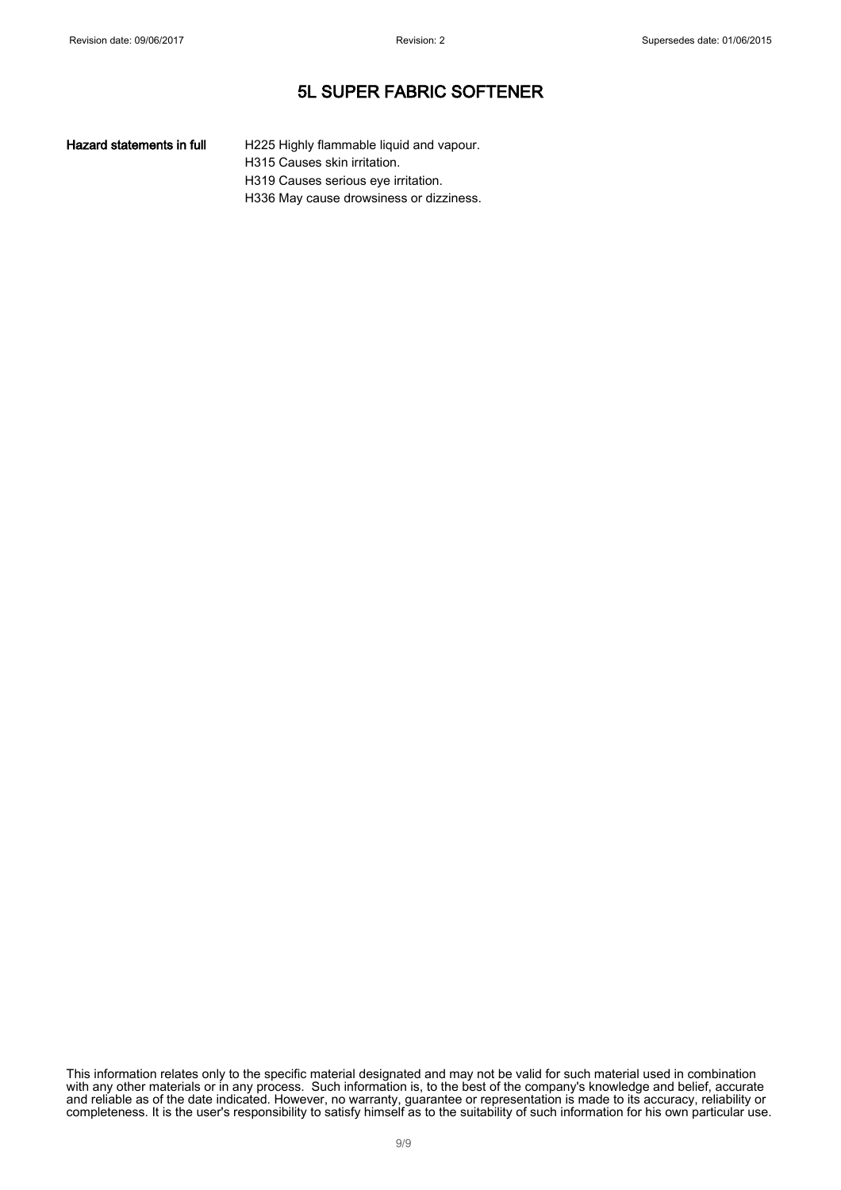**Hazard statements in full**

H225 Highly flammable liquid and vapour.
H315 Causes skin irritation.
H319 Causes serious eye irritation.
H336 May cause drowsiness or dizziness.

This information relates only to the specific material designated and may not be valid for such material used in combination with any other materials or in any process. Such information is, to the best of the company's knowledge and belief, accurate and reliable as of the date indicated. However, no warranty, guarantee or representation is made to its accuracy, reliability or completeness. It is the user's responsibility to satisfy himself as to the suitability of such information for his own particular use.